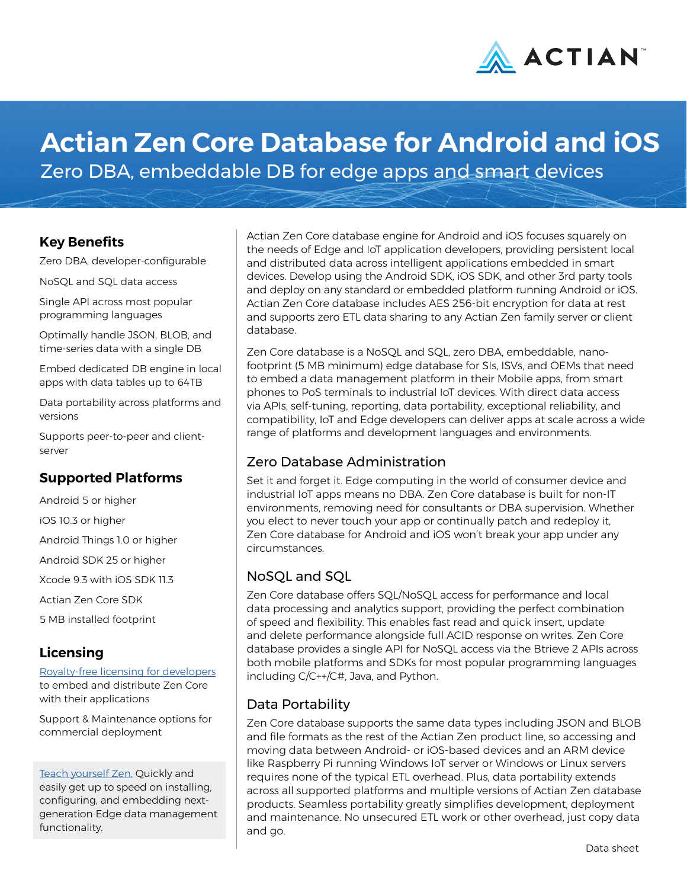# Actian Zen Core Database for Android and iOS

Zero DBA, embeddable DB for edge apps and smart devices

## Key Benefits

Zero DBA, developer-configurable

NoSQL and SQL data access

Single API across most popular programming languages

Optimally handle JSON, BLOB, and time-series data with a single DB

Embed dedicated DB engine in local apps with data tables up to 64TB

Data portability across platforms and versions

Supports peer-to-peer and client-server

## Supported Platforms

Android 5 or higher

iOS 10.3 or higher

Android Things 1.0 or higher

Android SDK 25 or higher

Xcode 9.3 with iOS SDK 11.3

Actian Zen Core SDK

5 MB installed footprint

## Licensing

Royalty-free licensing for developers to embed and distribute Zen Core with their applications

Support & Maintenance options for commercial deployment

Teach yourself Zen. Quickly and easily get up to speed on installing, configuring, and embedding next-generation Edge data management functionality.

Actian Zen Core database engine for Android and iOS focuses squarely on the needs of Edge and IoT application developers, providing persistent local and distributed data across intelligent applications embedded in smart devices. Develop using the Android SDK, iOS SDK, and other 3rd party tools and deploy on any standard or embedded platform running Android or iOS. Actian Zen Core database includes AES 256-bit encryption for data at rest and supports zero ETL data sharing to any Actian Zen family server or client database.

Zen Core database is a NoSQL and SQL, zero DBA, embeddable, nano-footprint (5 MB minimum) edge database for SIs, ISVs, and OEMs that need to embed a data management platform in their Mobile apps, from smart phones to PoS terminals to industrial IoT devices. With direct data access via APIs, self-tuning, reporting, data portability, exceptional reliability, and compatibility, IoT and Edge developers can deliver apps at scale across a wide range of platforms and development languages and environments.

### Zero Database Administration

Set it and forget it. Edge computing in the world of consumer device and industrial IoT apps means no DBA. Zen Core database is built for non-IT environments, removing need for consultants or DBA supervision. Whether you elect to never touch your app or continually patch and redeploy it, Zen Core database for Android and iOS won't break your app under any circumstances.

### NoSQL and SQL

Zen Core database offers SQL/NoSQL access for performance and local data processing and analytics support, providing the perfect combination of speed and flexibility. This enables fast read and quick insert, update and delete performance alongside full ACID response on writes. Zen Core database provides a single API for NoSQL access via the Btrieve 2 APIs across both mobile platforms and SDKs for most popular programming languages including C/C++/C#, Java, and Python.

### Data Portability

Zen Core database supports the same data types including JSON and BLOB and file formats as the rest of the Actian Zen product line, so accessing and moving data between Android- or iOS-based devices and an ARM device like Raspberry Pi running Windows IoT server or Windows or Linux servers requires none of the typical ETL overhead. Plus, data portability extends across all supported platforms and multiple versions of Actian Zen database products. Seamless portability greatly simplifies development, deployment and maintenance. No unsecured ETL work or other overhead, just copy data and go.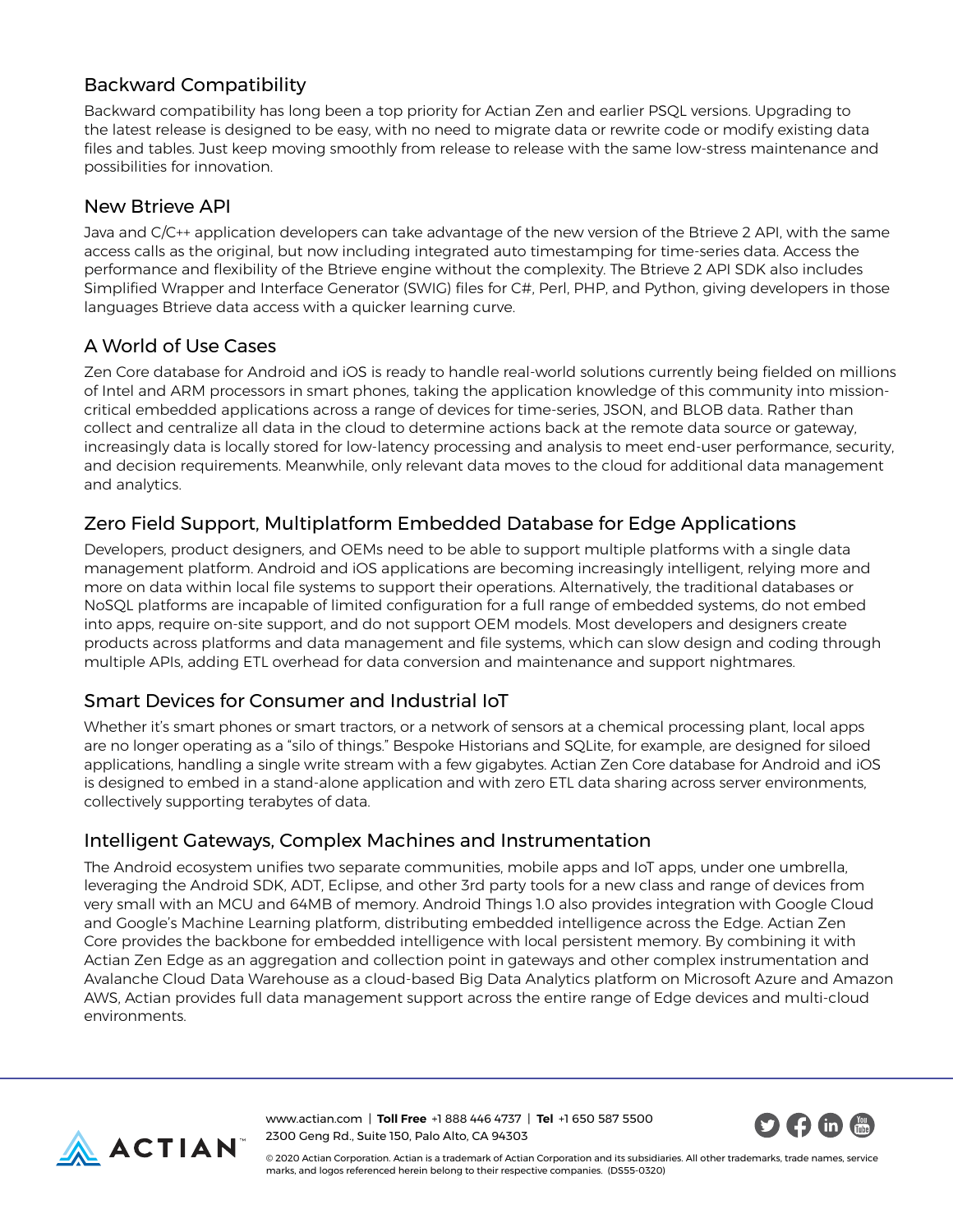## Backward Compatibility

Backward compatibility has long been a top priority for Actian Zen and earlier PSQL versions. Upgrading to the latest release is designed to be easy, with no need to migrate data or rewrite code or modify existing data files and tables. Just keep moving smoothly from release to release with the same low-stress maintenance and possibilities for innovation.

## New Btrieve API

Java and C/C++ application developers can take advantage of the new version of the Btrieve 2 API, with the same access calls as the original, but now including integrated auto timestamping for time-series data. Access the performance and flexibility of the Btrieve engine without the complexity. The Btrieve 2 API SDK also includes Simplified Wrapper and Interface Generator (SWIG) files for C#, Perl, PHP, and Python, giving developers in those languages Btrieve data access with a quicker learning curve.

## A World of Use Cases

Zen Core database for Android and iOS is ready to handle real-world solutions currently being fielded on millions of Intel and ARM processors in smart phones, taking the application knowledge of this community into mission-critical embedded applications across a range of devices for time-series, JSON, and BLOB data. Rather than collect and centralize all data in the cloud to determine actions back at the remote data source or gateway, increasingly data is locally stored for low-latency processing and analysis to meet end-user performance, security, and decision requirements. Meanwhile, only relevant data moves to the cloud for additional data management and analytics.

## Zero Field Support, Multiplatform Embedded Database for Edge Applications

Developers, product designers, and OEMs need to be able to support multiple platforms with a single data management platform. Android and iOS applications are becoming increasingly intelligent, relying more and more on data within local file systems to support their operations. Alternatively, the traditional databases or NoSQL platforms are incapable of limited configuration for a full range of embedded systems, do not embed into apps, require on-site support, and do not support OEM models. Most developers and designers create products across platforms and data management and file systems, which can slow design and coding through multiple APIs, adding ETL overhead for data conversion and maintenance and support nightmares.

## Smart Devices for Consumer and Industrial IoT

Whether it's smart phones or smart tractors, or a network of sensors at a chemical processing plant, local apps are no longer operating as a "silo of things." Bespoke Historians and SQLite, for example, are designed for siloed applications, handling a single write stream with a few gigabytes. Actian Zen Core database for Android and iOS is designed to embed in a stand-alone application and with zero ETL data sharing across server environments, collectively supporting terabytes of data.

## Intelligent Gateways, Complex Machines and Instrumentation

The Android ecosystem unifies two separate communities, mobile apps and IoT apps, under one umbrella, leveraging the Android SDK, ADT, Eclipse, and other 3rd party tools for a new class and range of devices from very small with an MCU and 64MB of memory. Android Things 1.0 also provides integration with Google Cloud and Google's Machine Learning platform, distributing embedded intelligence across the Edge. Actian Zen Core provides the backbone for embedded intelligence with local persistent memory. By combining it with Actian Zen Edge as an aggregation and collection point in gateways and other complex instrumentation and Avalanche Cloud Data Warehouse as a cloud-based Big Data Analytics platform on Microsoft Azure and Amazon AWS, Actian provides full data management support across the entire range of Edge devices and multi-cloud environments.

ACTIAN™

www.actian.com | **Toll Free** +1 888 446 4737 | **Tel** +1 650 587 5500
2300 Geng Rd., Suite 150, Palo Alto, CA 94303

© 2020 Actian Corporation. Actian is a trademark of Actian Corporation and its subsidiaries. All other trademarks, trade names, service marks, and logos referenced herein belong to their respective companies. (DS55-0320)